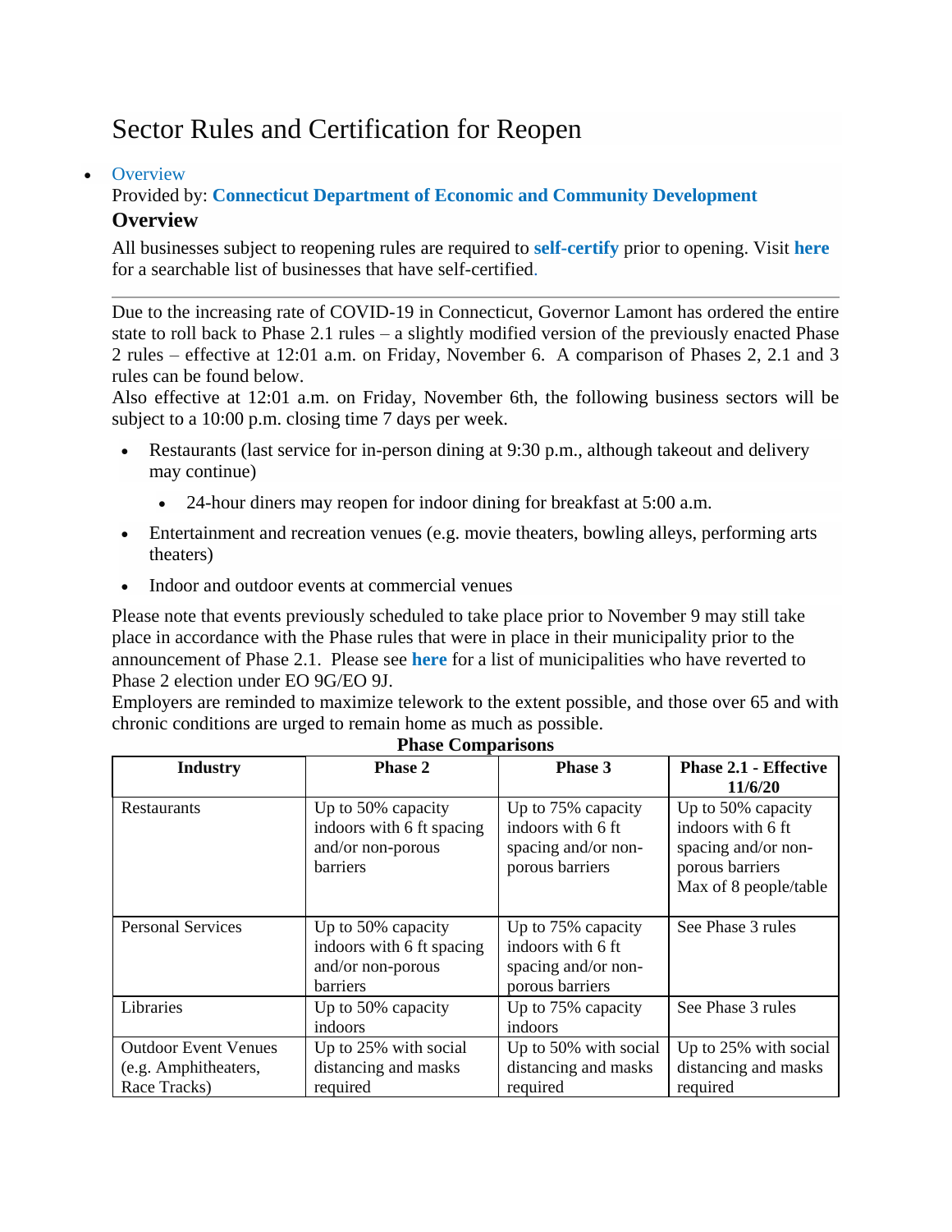# Sector Rules and Certification for Reopen

- Overview

Provided by: **Connecticut Department of Economic and Community Development**

## Overview

All businesses subject to reopening rules are required to **self-certify** prior to opening. Visit **here** for a searchable list of businesses that have self-certified.

---

Due to the increasing rate of COVID-19 in Connecticut, Governor Lamont has ordered the entire state to roll back to Phase 2.1 rules – a slightly modified version of the previously enacted Phase 2 rules – effective at 12:01 a.m. on Friday, November 6. A comparison of Phases 2, 2.1 and 3 rules can be found below.

Also effective at 12:01 a.m. on Friday, November 6th, the following business sectors will be subject to a 10:00 p.m. closing time 7 days per week.

- Restaurants (last service for in-person dining at 9:30 p.m., although takeout and delivery may continue)
  - 24-hour diners may reopen for indoor dining for breakfast at 5:00 a.m.
- Entertainment and recreation venues (e.g. movie theaters, bowling alleys, performing arts theaters)
- Indoor and outdoor events at commercial venues

Please note that events previously scheduled to take place prior to November 9 may still take place in accordance with the Phase rules that were in place in their municipality prior to the announcement of Phase 2.1. Please see **here** for a list of municipalities who have reverted to Phase 2 election under EO 9G/EO 9J.

Employers are reminded to maximize telework to the extent possible, and those over 65 and with chronic conditions are urged to remain home as much as possible.

**Phase Comparisons**

| Industry | Phase 2 | Phase 3 | Phase 2.1 - Effective 11/6/20 |
|---|---|---|---|
| Restaurants | Up to 50% capacity indoors with 6 ft spacing and/or non-porous barriers | Up to 75% capacity indoors with 6 ft spacing and/or non-porous barriers | Up to 50% capacity indoors with 6 ft spacing and/or non-porous barriers Max of 8 people/table |
| Personal Services | Up to 50% capacity indoors with 6 ft spacing and/or non-porous barriers | Up to 75% capacity indoors with 6 ft spacing and/or non-porous barriers | See Phase 3 rules |
| Libraries | Up to 50% capacity indoors | Up to 75% capacity indoors | See Phase 3 rules |
| Outdoor Event Venues (e.g. Amphitheaters, Race Tracks) | Up to 25% with social distancing and masks required | Up to 50% with social distancing and masks required | Up to 25% with social distancing and masks required |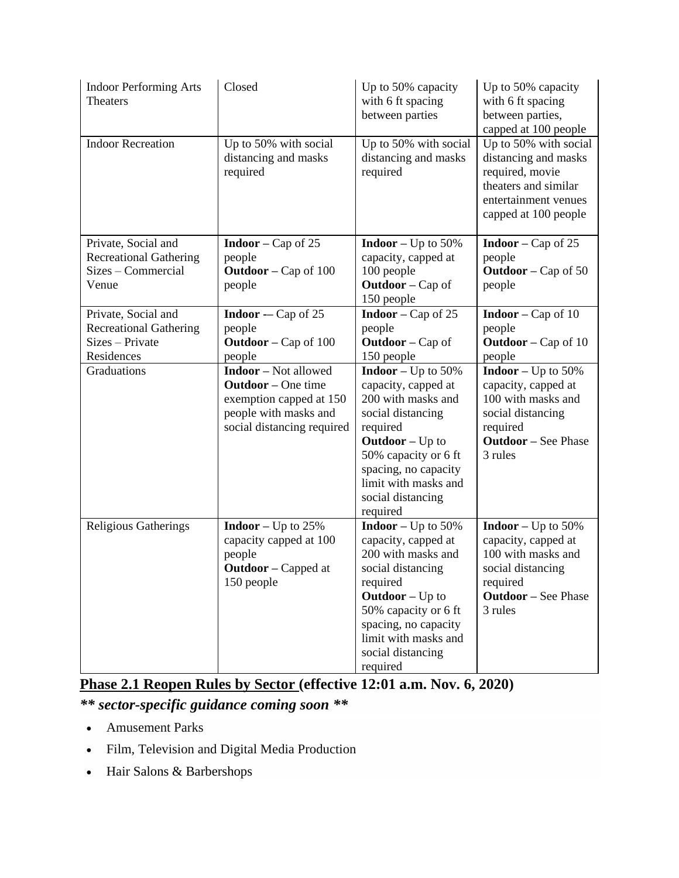| | | | |
|---|---|---|---|
| Indoor Performing Arts Theaters | Closed | Up to 50% capacity with 6 ft spacing between parties | Up to 50% capacity with 6 ft spacing between parties, capped at 100 people |
| Indoor Recreation | Up to 50% with social distancing and masks required | Up to 50% with social distancing and masks required | Up to 50% with social distancing and masks required, movie theaters and similar entertainment venues capped at 100 people |
| Private, Social and Recreational Gathering Sizes – Commercial Venue | **Indoor** – Cap of 25 people<br>**Outdoor** – Cap of 100 people | **Indoor** – Up to 50% capacity, capped at 100 people<br>**Outdoor** – Cap of 150 people | **Indoor** – Cap of 25 people<br>**Outdoor** – Cap of 50 people |
| Private, Social and Recreational Gathering Sizes – Private Residences | **Indoor** -– Cap of 25 people<br>**Outdoor** – Cap of 100 people | **Indoor** – Cap of 25 people<br>**Outdoor** – Cap of 150 people | **Indoor** – Cap of 10 people<br>**Outdoor** – Cap of 10 people |
| Graduations | **Indoor** – Not allowed<br>**Outdoor** – One time exemption capped at 150 people with masks and social distancing required | **Indoor** – Up to 50% capacity, capped at 200 with masks and social distancing required<br>**Outdoor** – Up to 50% capacity or 6 ft spacing, no capacity limit with masks and social distancing required | **Indoor** – Up to 50% capacity, capped at 100 with masks and social distancing required<br>**Outdoor** – See Phase 3 rules |
| Religious Gatherings | **Indoor** – Up to 25% capacity capped at 100 people<br>**Outdoor** – Capped at 150 people | **Indoor** – Up to 50% capacity, capped at 200 with masks and social distancing required<br>**Outdoor** – Up to 50% capacity or 6 ft spacing, no capacity limit with masks and social distancing required | **Indoor** – Up to 50% capacity, capped at 100 with masks and social distancing required<br>**Outdoor** – See Phase 3 rules |

## Phase 2.1 Reopen Rules by Sector (effective 12:01 a.m. Nov. 6, 2020)

***** sector-specific guidance coming soon *****

- Amusement Parks
- Film, Television and Digital Media Production
- Hair Salons & Barbershops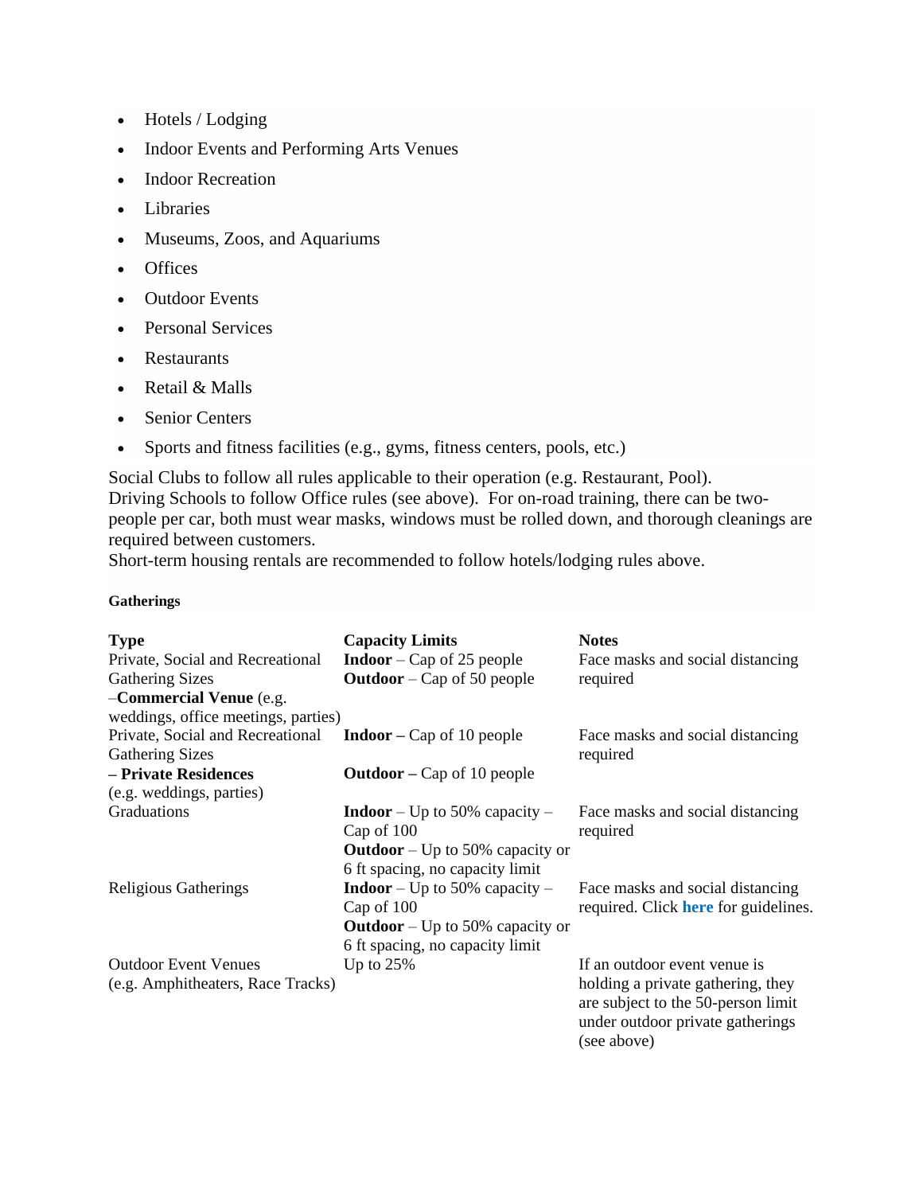- Hotels / Lodging
- Indoor Events and Performing Arts Venues
- Indoor Recreation
- Libraries
- Museums, Zoos, and Aquariums
- Offices
- Outdoor Events
- Personal Services
- Restaurants
- Retail & Malls
- Senior Centers
- Sports and fitness facilities (e.g., gyms, fitness centers, pools, etc.)

Social Clubs to follow all rules applicable to their operation (e.g. Restaurant, Pool).
Driving Schools to follow Office rules (see above). For on-road training, there can be two-people per car, both must wear masks, windows must be rolled down, and thorough cleanings are required between customers.
Short-term housing rentals are recommended to follow hotels/lodging rules above.

**Gatherings**

| **Type** | **Capacity Limits** | **Notes** |
|---|---|---|
| Private, Social and Recreational Gathering Sizes –**Commercial Venue** (e.g. weddings, office meetings, parties) | **Indoor** – Cap of 25 people<br>**Outdoor** – Cap of 50 people | Face masks and social distancing required |
| Private, Social and Recreational Gathering Sizes **– Private Residences** (e.g. weddings, parties) | **Indoor –** Cap of 10 people<br>**Outdoor –** Cap of 10 people | Face masks and social distancing required |
| Graduations | **Indoor** – Up to 50% capacity – Cap of 100<br>**Outdoor** – Up to 50% capacity or 6 ft spacing, no capacity limit | Face masks and social distancing required |
| Religious Gatherings | **Indoor** – Up to 50% capacity – Cap of 100<br>**Outdoor** – Up to 50% capacity or 6 ft spacing, no capacity limit | Face masks and social distancing required. Click **here** for guidelines. |
| Outdoor Event Venues (e.g. Amphitheaters, Race Tracks) | Up to 25% | If an outdoor event venue is holding a private gathering, they are subject to the 50-person limit under outdoor private gatherings (see above) |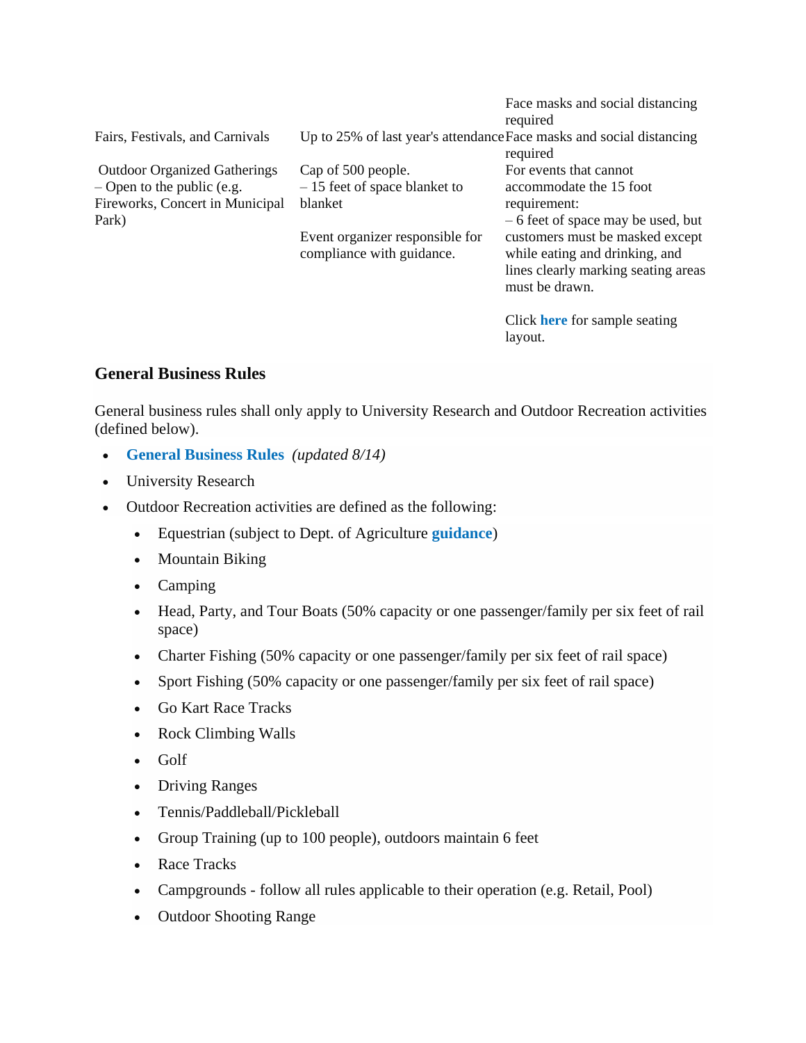| | | |
|---|---|---|
| | | Face masks and social distancing required |
| Fairs, Festivals, and Carnivals | Up to 25% of last year's attendance | Face masks and social distancing required |
| Outdoor Organized Gatherings – Open to the public (e.g. Fireworks, Concert in Municipal Park) | Cap of 500 people. – 15 feet of space blanket to blanket<br><br>Event organizer responsible for compliance with guidance. | For events that cannot accommodate the 15 foot requirement: – 6 feet of space may be used, but customers must be masked except while eating and drinking, and lines clearly marking seating areas must be drawn.<br><br>Click **here** for sample seating layout. |

### General Business Rules

General business rules shall only apply to University Research and Outdoor Recreation activities (defined below).

- **General Business Rules** *(updated 8/14)*
- University Research
- Outdoor Recreation activities are defined as the following:
  - Equestrian (subject to Dept. of Agriculture **guidance**)
  - Mountain Biking
  - Camping
  - Head, Party, and Tour Boats (50% capacity or one passenger/family per six feet of rail space)
  - Charter Fishing (50% capacity or one passenger/family per six feet of rail space)
  - Sport Fishing (50% capacity or one passenger/family per six feet of rail space)
  - Go Kart Race Tracks
  - Rock Climbing Walls
  - Golf
  - Driving Ranges
  - Tennis/Paddleball/Pickleball
  - Group Training (up to 100 people), outdoors maintain 6 feet
  - Race Tracks
  - Campgrounds - follow all rules applicable to their operation (e.g. Retail, Pool)
  - Outdoor Shooting Range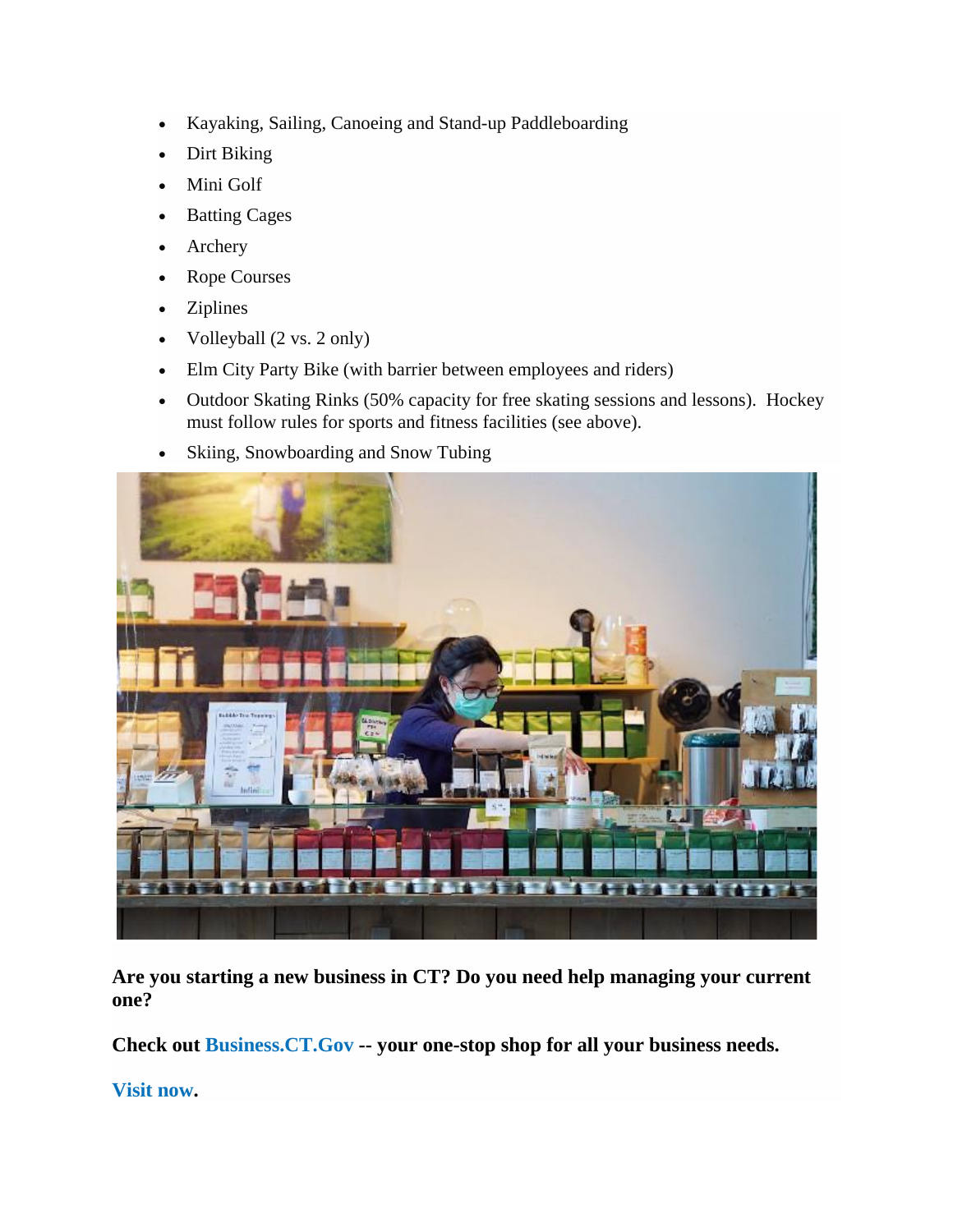- Kayaking, Sailing, Canoeing and Stand-up Paddleboarding
- Dirt Biking
- Mini Golf
- Batting Cages
- Archery
- Rope Courses
- Ziplines
- Volleyball (2 vs. 2 only)
- Elm City Party Bike (with barrier between employees and riders)
- Outdoor Skating Rinks (50% capacity for free skating sessions and lessons). Hockey must follow rules for sports and fitness facilities (see above).
- Skiing, Snowboarding and Snow Tubing

**Are you starting a new business in CT? Do you need help managing your current one?**

**Check out Business.CT.Gov -- your one-stop shop for all your business needs.**

**Visit now.**